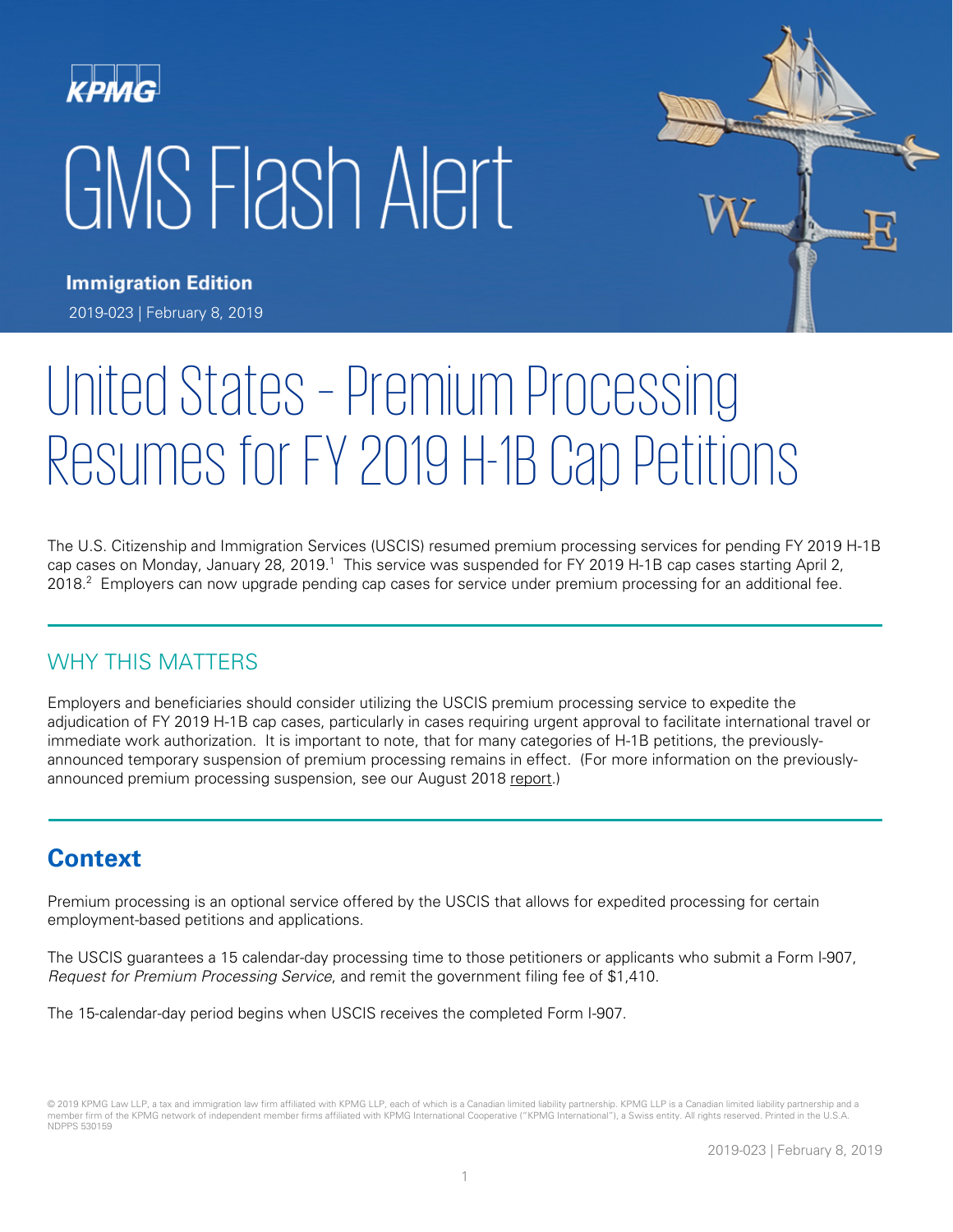KPMG

# GMS Flash Alert

**Immigration Edition**

2019-023 | February 8, 2019

# United States – Premium Processing Resumes for FY 2019 H-1B Cap Petitions

The U.S. Citizenship and Immigration Services (USCIS) resumed premium processing services for pending FY 2019 H-1B cap cases on Monday, January 28, 2019.[1] This service was suspended for FY 2019 H-1B cap cases starting April 2, 2018.[2] Employers can now upgrade pending cap cases for service under premium processing for an additional fee.

## WHY THIS MATTERS

Employers and beneficiaries should consider utilizing the USCIS premium processing service to expedite the adjudication of FY 2019 H-1B cap cases, particularly in cases requiring urgent approval to facilitate international travel or immediate work authorization. It is important to note, that for many categories of H-1B petitions, the previously-announced temporary suspension of premium processing remains in effect. (For more information on the previously-announced premium processing suspension, see our August 2018 report.)

## Context

Premium processing is an optional service offered by the USCIS that allows for expedited processing for certain employment-based petitions and applications.

The USCIS guarantees a 15 calendar-day processing time to those petitioners or applicants who submit a Form I-907, *Request for Premium Processing Service*, and remit the government filing fee of $1,410.

The 15-calendar-day period begins when USCIS receives the completed Form I-907.

© 2019 KPMG Law LLP, a tax and immigration law firm affiliated with KPMG LLP, each of which is a Canadian limited liability partnership. KPMG LLP is a Canadian limited liability partnership and a member firm of the KPMG network of independent member firms affiliated with KPMG International Cooperative ("KPMG International"), a Swiss entity. All rights reserved. Printed in the U.S.A. NDPPS 530159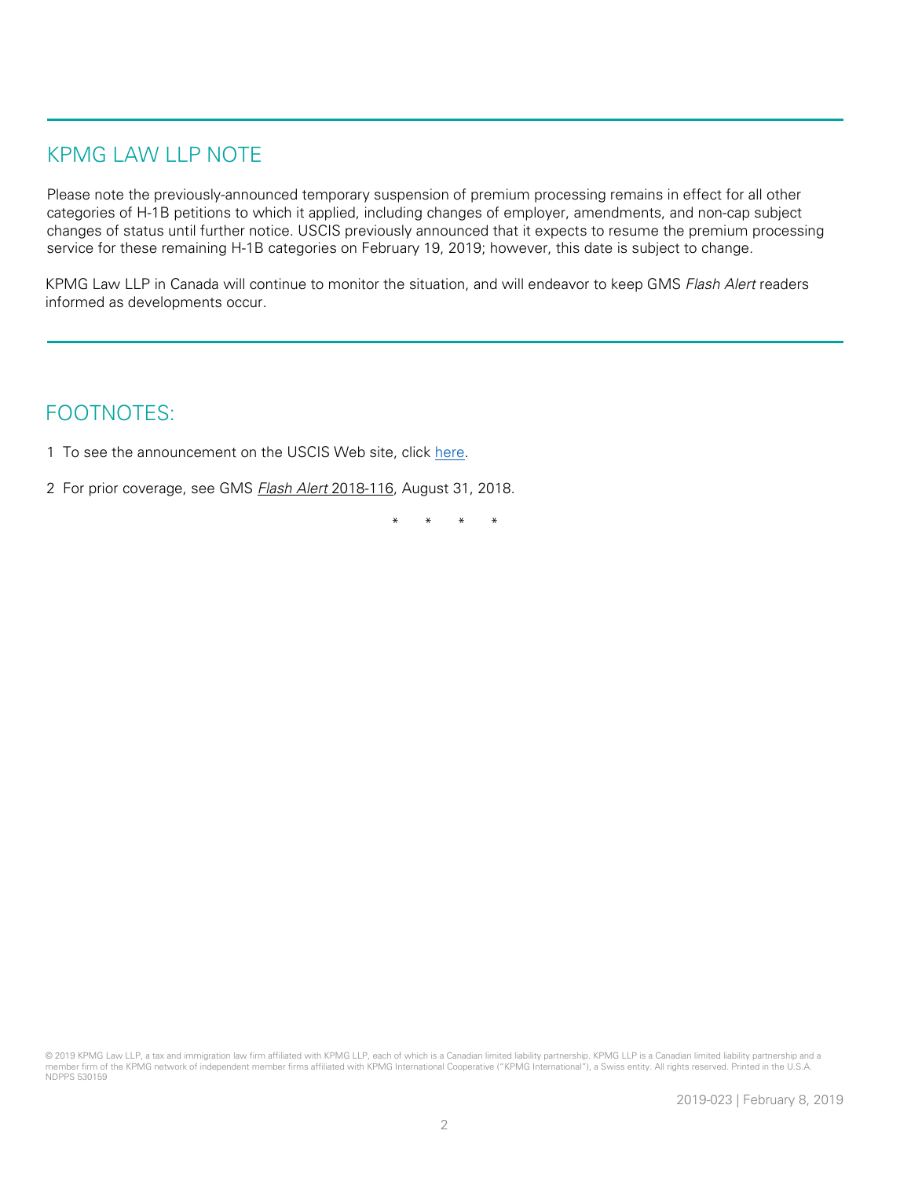## KPMG LAW LLP NOTE

Please note the previously-announced temporary suspension of premium processing remains in effect for all other categories of H-1B petitions to which it applied, including changes of employer, amendments, and non-cap subject changes of status until further notice. USCIS previously announced that it expects to resume the premium processing service for these remaining H-1B categories on February 19, 2019; however, this date is subject to change.

KPMG Law LLP in Canada will continue to monitor the situation, and will endeavor to keep GMS *Flash Alert* readers informed as developments occur.

## FOOTNOTES:

1 To see the announcement on the USCIS Web site, click here.

2 For prior coverage, see GMS *Flash Alert* 2018-116, August 31, 2018.

\* \* \* \*

© 2019 KPMG Law LLP, a tax and immigration law firm affiliated with KPMG LLP, each of which is a Canadian limited liability partnership. KPMG LLP is a Canadian limited liability partnership and a member firm of the KPMG network of independent member firms affiliated with KPMG International Cooperative ("KPMG International"), a Swiss entity. All rights reserved. Printed in the U.S.A. NDPPS 530159

2019-023 | February 8, 2019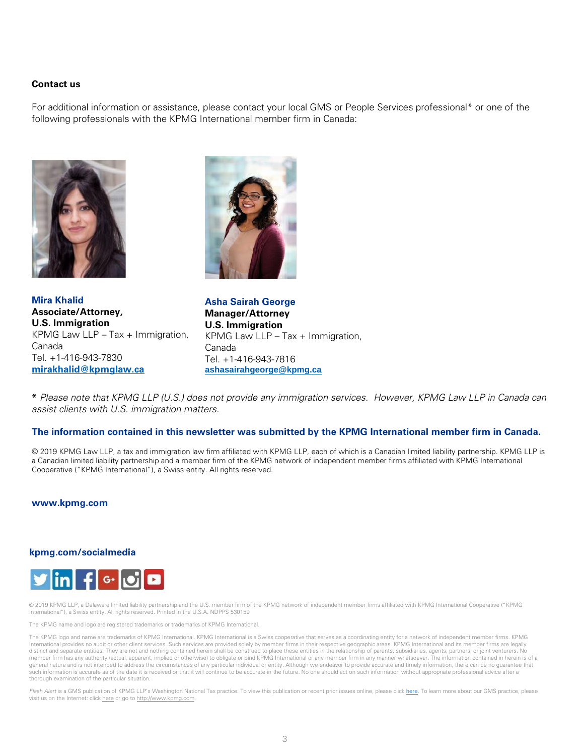**Contact us**

For additional information or assistance, please contact your local GMS or People Services professional* or one of the following professionals with the KPMG International member firm in Canada:

**Mira Khalid**
**Associate/Attorney,**
**U.S. Immigration**
KPMG Law LLP – Tax + Immigration, Canada
Tel. +1-416-943-7830
**mirakhalid@kpmglaw.ca**

**Asha Sairah George**
**Manager/Attorney**
**U.S. Immigration**
KPMG Law LLP – Tax + Immigration, Canada
Tel. +1-416-943-7816
**ashasairahgeorge@kpmg.ca**

\* *Please note that KPMG LLP (U.S.) does not provide any immigration services. However, KPMG Law LLP in Canada can assist clients with U.S. immigration matters.*

**The information contained in this newsletter was submitted by the KPMG International member firm in Canada.**

© 2019 KPMG Law LLP, a tax and immigration law firm affiliated with KPMG LLP, each of which is a Canadian limited liability partnership. KPMG LLP is a Canadian limited liability partnership and a member firm of the KPMG network of independent member firms affiliated with KPMG International Cooperative ("KPMG International"), a Swiss entity. All rights reserved.

**www.kpmg.com**

**kpmg.com/socialmedia**

© 2019 KPMG LLP, a Delaware limited liability partnership and the U.S. member firm of the KPMG network of independent member firms affiliated with KPMG International Cooperative ("KPMG International"), a Swiss entity. All rights reserved. Printed in the U.S.A. NDPPS 530159

The KPMG name and logo are registered trademarks or trademarks of KPMG International.

The KPMG logo and name are trademarks of KPMG International. KPMG International is a Swiss cooperative that serves as a coordinating entity for a network of independent member firms. KPMG International provides no audit or other client services. Such services are provided solely by member firms in their respective geographic areas. KPMG International and its member firms are legally distinct and separate entities. They are not and nothing contained herein shall be construed to place these entities in the relationship of parents, subsidiaries, agents, partners, or joint venturers. No member firm has any authority (actual, apparent, implied or otherwise) to obligate or bind KPMG International or any member firm in any manner whatsoever. The information contained in herein is of a general nature and is not intended to address the circumstances of any particular individual or entity. Although we endeavor to provide accurate and timely information, there can be no guarantee that such information is accurate as of the date it is received or that it will continue to be accurate in the future. No one should act on such information without appropriate professional advice after a thorough examination of the particular situation.

*Flash Alert* is a GMS publication of KPMG LLP's Washington National Tax practice. To view this publication or recent prior issues online, please click here. To learn more about our GMS practice, please visit us on the Internet: click here or go to http://www.kpmg.com.